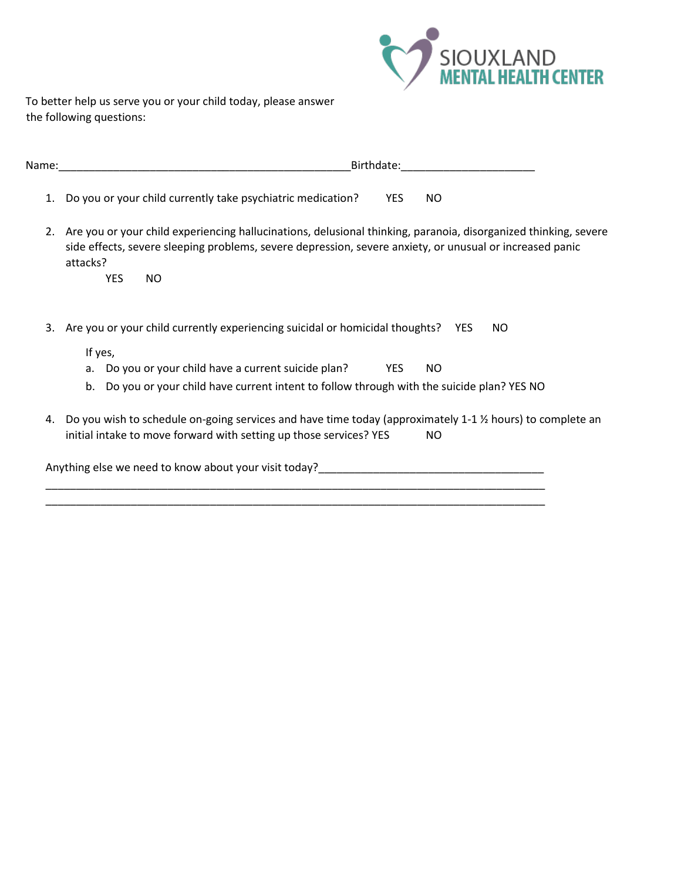SIOUXLAND
**MENTAL HEALTH CENTER**

To better help us serve you or your child today, please answer the following questions:

Name:_______________________________________________Birthdate:_____________________

1. Do you or your child currently take psychiatric medication? YES NO

2. Are you or your child experiencing hallucinations, delusional thinking, paranoia, disorganized thinking, severe side effects, severe sleeping problems, severe depression, severe anxiety, or unusual or increased panic attacks?

   YES NO

3. Are you or your child currently experiencing suicidal or homicidal thoughts? YES NO

   If yes,

   a. Do you or your child have a current suicide plan? YES NO
   b. Do you or your child have current intent to follow through with the suicide plan? YES NO

4. Do you wish to schedule on-going services and have time today (approximately 1-1 ½ hours) to complete an initial intake to move forward with setting up those services? YES NO

Anything else we need to know about your visit today?____________________________________
_________________________________________________________________________________
_________________________________________________________________________________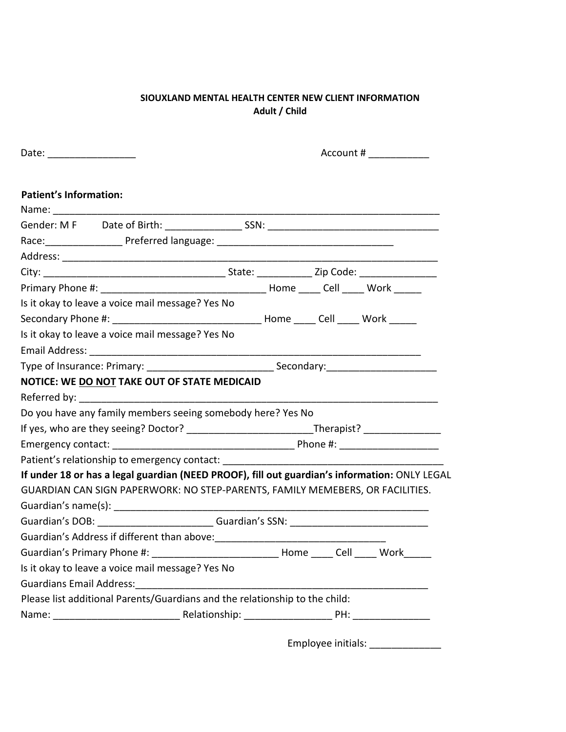**SIOUXLAND MENTAL HEALTH CENTER NEW CLIENT INFORMATION**
**Adult / Child**

Date: ________________ Account # ___________

**Patient's Information:**

Name: ___________________________________________________________________________

Gender: M F Date of Birth: ______________ SSN: ________________________________

Race:______________ Preferred language: _________________________________

Address: _________________________________________________________________________

City: _________________________________ State: __________ Zip Code: ______________

Primary Phone #: _______________________________ Home ____ Cell ____ Work _____

Is it okay to leave a voice mail message? Yes No

Secondary Phone #: ___________________________ Home ____ Cell ____ Work _____

Is it okay to leave a voice mail message? Yes No

Email Address: _______________________________________________________________

Type of Insurance: Primary: _______________________ Secondary:____________________

**NOTICE: WE <u>DO NOT</u> TAKE OUT OF STATE MEDICAID**

Referred by: ______________________________________________________________________

Do you have any family members seeing somebody here? Yes No

If yes, who are they seeing? Doctor? ______________________Therapist? ______________

Emergency contact: _________________________________ Phone #: _________________

Patient's relationship to emergency contact: __________________________________________

**If under 18 or has a legal guardian (NEED PROOF), fill out guardian's information:** ONLY LEGAL GUARDIAN CAN SIGN PAPERWORK: NO STEP-PARENTS, FAMILY MEMEBERS, OR FACILITIES.

Guardian's name(s): ____________________________________________________________

Guardian's DOB: _____________________ Guardian's SSN: _________________________

Guardian's Address if different than above:_______________________________

Guardian's Primary Phone #: ______________________ Home ____ Cell ____ Work_____

Is it okay to leave a voice mail message? Yes No

Guardians Email Address:_______________________________________________________

Please list additional Parents/Guardians and the relationship to the child:

Name: ______________________ Relationship: _______________ PH: ______________

Employee initials: _____________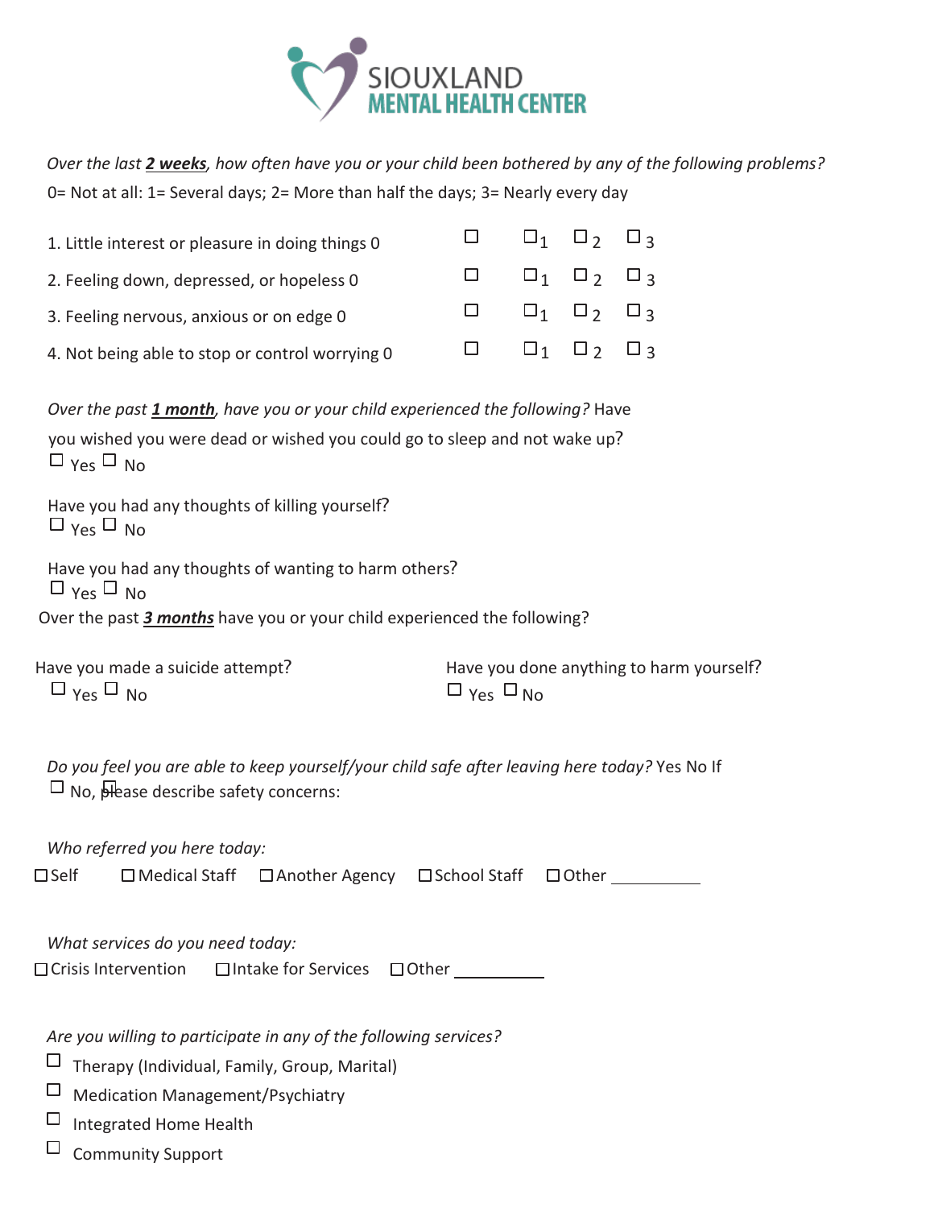# SIOUXLAND MENTAL HEALTH CENTER

*Over the last **2 weeks**, how often have you or your child been bothered by any of the following problems?*
0= Not at all: 1= Several days; 2= More than half the days; 3= Nearly every day

| | | | | |
|---|---|---|---|---|
| 1. Little interest or pleasure in doing things 0 | ☐ | ☐1 | ☐2 | ☐3 |
| 2. Feeling down, depressed, or hopeless 0 | ☐ | ☐1 | ☐2 | ☐3 |
| 3. Feeling nervous, anxious or on edge 0 | ☐ | ☐1 | ☐2 | ☐3 |
| 4. Not being able to stop or control worrying 0 | ☐ | ☐1 | ☐2 | ☐3 |

*Over the past **1 month**, have you or your child experienced the following?* Have you wished you were dead or wished you could go to sleep and not wake up?
☐ Yes ☐ No

Have you had any thoughts of killing yourself?
☐ Yes ☐ No

Have you had any thoughts of wanting to harm others?
☐ Yes ☐ No

Over the past ***3 months*** have you or your child experienced the following?

Have you made a suicide attempt?
☐ Yes ☐ No

Have you done anything to harm yourself?
☐ Yes ☐ No

*Do you feel you are able to keep yourself/your child safe after leaving here today?* Yes No If
☐ No, ☐please describe safety concerns:

*Who referred you here today:*
☐ Self ☐ Medical Staff ☐ Another Agency ☐ School Staff ☐ Other ___________

*What services do you need today:*
☐ Crisis Intervention ☐ Intake for Services ☐ Other ___________

*Are you willing to participate in any of the following services?*
- ☐ Therapy (Individual, Family, Group, Marital)
- ☐ Medication Management/Psychiatry
- ☐ Integrated Home Health
- ☐ Community Support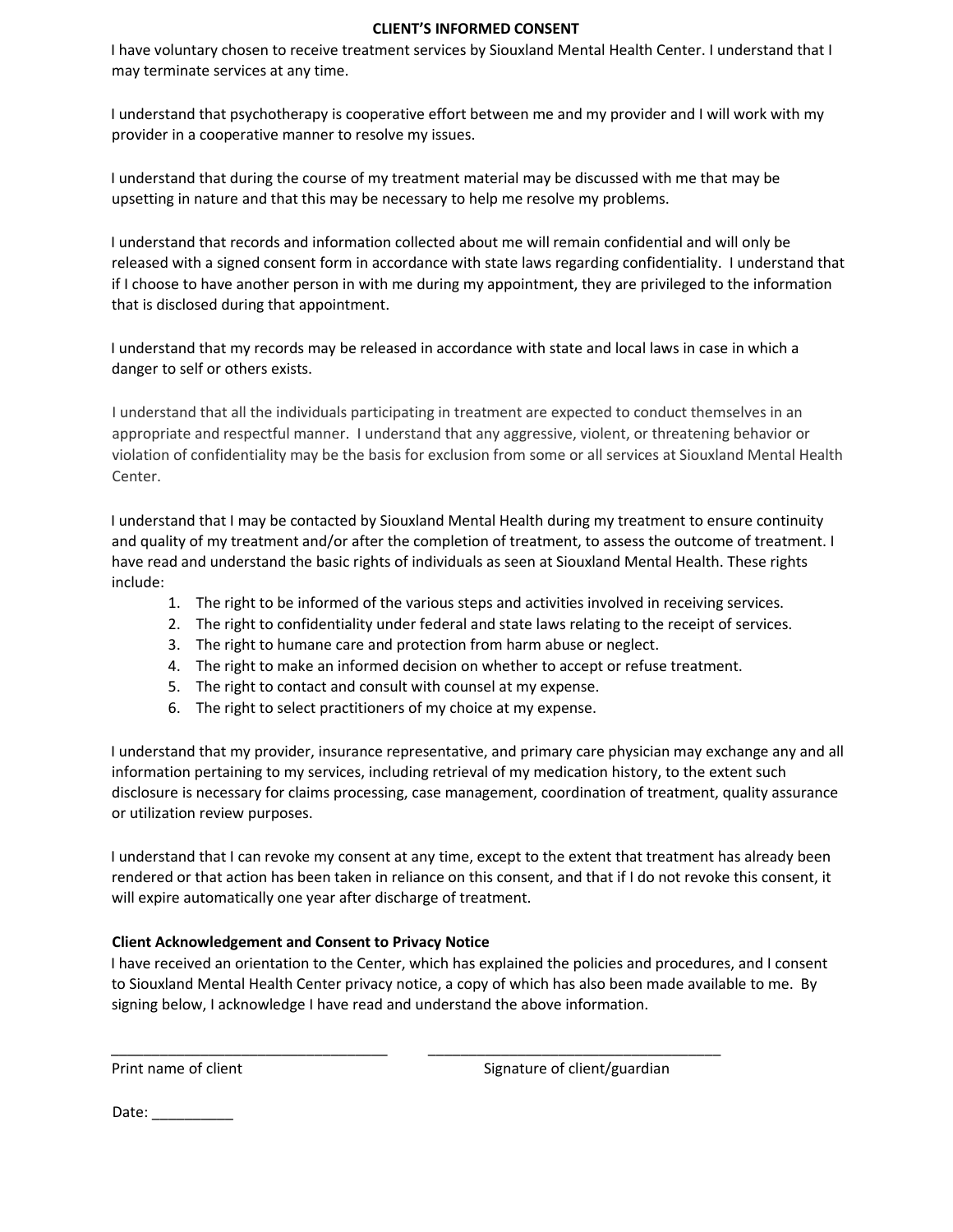# CLIENT'S INFORMED CONSENT

I have voluntary chosen to receive treatment services by Siouxland Mental Health Center. I understand that I may terminate services at any time.

I understand that psychotherapy is cooperative effort between me and my provider and I will work with my provider in a cooperative manner to resolve my issues.

I understand that during the course of my treatment material may be discussed with me that may be upsetting in nature and that this may be necessary to help me resolve my problems.

I understand that records and information collected about me will remain confidential and will only be released with a signed consent form in accordance with state laws regarding confidentiality. I understand that if I choose to have another person in with me during my appointment, they are privileged to the information that is disclosed during that appointment.

I understand that my records may be released in accordance with state and local laws in case in which a danger to self or others exists.

I understand that all the individuals participating in treatment are expected to conduct themselves in an appropriate and respectful manner. I understand that any aggressive, violent, or threatening behavior or violation of confidentiality may be the basis for exclusion from some or all services at Siouxland Mental Health Center.

I understand that I may be contacted by Siouxland Mental Health during my treatment to ensure continuity and quality of my treatment and/or after the completion of treatment, to assess the outcome of treatment. I have read and understand the basic rights of individuals as seen at Siouxland Mental Health. These rights include:

1. The right to be informed of the various steps and activities involved in receiving services.
2. The right to confidentiality under federal and state laws relating to the receipt of services.
3. The right to humane care and protection from harm abuse or neglect.
4. The right to make an informed decision on whether to accept or refuse treatment.
5. The right to contact and consult with counsel at my expense.
6. The right to select practitioners of my choice at my expense.

I understand that my provider, insurance representative, and primary care physician may exchange any and all information pertaining to my services, including retrieval of my medication history, to the extent such disclosure is necessary for claims processing, case management, coordination of treatment, quality assurance or utilization review purposes.

I understand that I can revoke my consent at any time, except to the extent that treatment has already been rendered or that action has been taken in reliance on this consent, and that if I do not revoke this consent, it will expire automatically one year after discharge of treatment.

**Client Acknowledgement and Consent to Privacy Notice**

I have received an orientation to the Center, which has explained the policies and procedures, and I consent to Siouxland Mental Health Center privacy notice, a copy of which has also been made available to me. By signing below, I acknowledge I have read and understand the above information.

___________________________________ ___________________________________

Print name of client Signature of client/guardian

Date: __________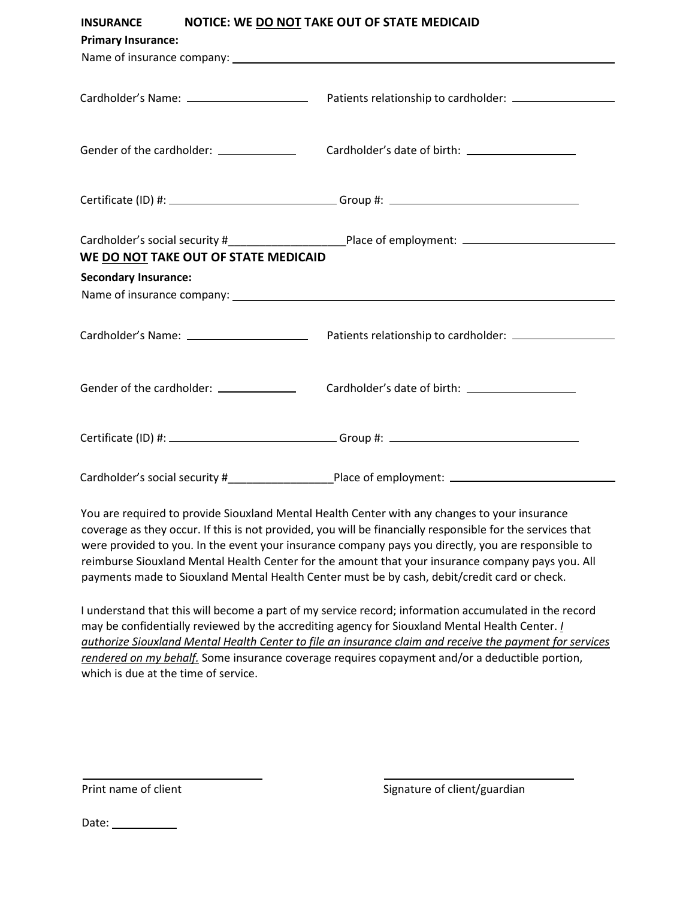**INSURANCE** **NOTICE: WE <u>DO NOT</u> TAKE OUT OF STATE MEDICAID**

**Primary Insurance:**

Name of insurance company: ______________________________________________

Cardholder's Name: ____________________ Patients relationship to cardholder: ________________

Gender of the cardholder: ____________ Cardholder's date of birth: __________________

Certificate (ID) #: ____________________________ Group #: ______________________________

Cardholder's social security #__________________Place of employment: ________________________

**WE <u>DO NOT</u> TAKE OUT OF STATE MEDICAID**

**Secondary Insurance:**

Name of insurance company: ______________________________________________

Cardholder's Name: ____________________ Patients relationship to cardholder: ________________

Gender of the cardholder: ____________ Cardholder's date of birth: __________________

Certificate (ID) #: ____________________________ Group #: ______________________________

Cardholder's social security #_________________Place of employment: ________________________

You are required to provide Siouxland Mental Health Center with any changes to your insurance coverage as they occur. If this is not provided, you will be financially responsible for the services that were provided to you. In the event your insurance company pays you directly, you are responsible to reimburse Siouxland Mental Health Center for the amount that your insurance company pays you. All payments made to Siouxland Mental Health Center must be by cash, debit/credit card or check.

I understand that this will become a part of my service record; information accumulated in the record may be confidentially reviewed by the accrediting agency for Siouxland Mental Health Center. *<u>I authorize Siouxland Mental Health Center to file an insurance claim and receive the payment for services rendered on my behalf.</u>* Some insurance coverage requires copayment and/or a deductible portion, which is due at the time of service.

______________________________ ______________________________

Print name of client Signature of client/guardian

Date: __________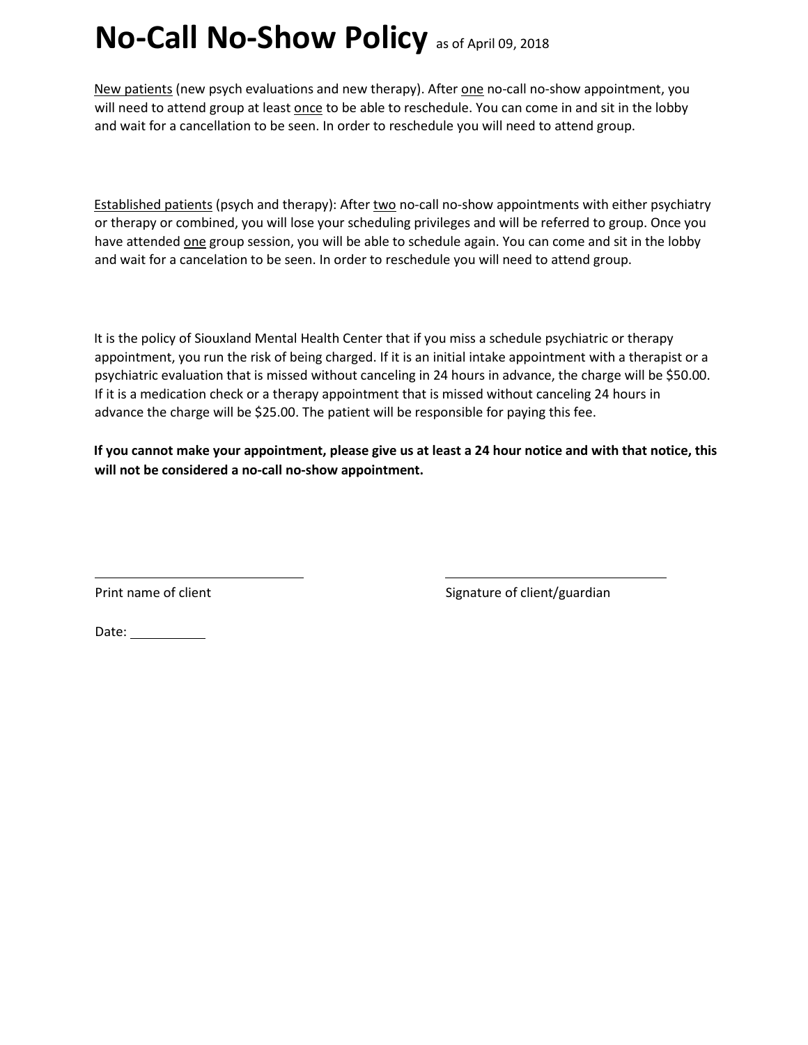# No-Call No-Show Policy as of April 09, 2018

New patients (new psych evaluations and new therapy). After one no-call no-show appointment, you will need to attend group at least once to be able to reschedule. You can come in and sit in the lobby and wait for a cancellation to be seen. In order to reschedule you will need to attend group.

Established patients (psych and therapy): After two no-call no-show appointments with either psychiatry or therapy or combined, you will lose your scheduling privileges and will be referred to group. Once you have attended one group session, you will be able to schedule again. You can come and sit in the lobby and wait for a cancelation to be seen. In order to reschedule you will need to attend group.

It is the policy of Siouxland Mental Health Center that if you miss a schedule psychiatric or therapy appointment, you run the risk of being charged. If it is an initial intake appointment with a therapist or a psychiatric evaluation that is missed without canceling in 24 hours in advance, the charge will be $50.00. If it is a medication check or a therapy appointment that is missed without canceling 24 hours in advance the charge will be $25.00. The patient will be responsible for paying this fee.

**If you cannot make your appointment, please give us at least a 24 hour notice and with that notice, this will not be considered a no-call no-show appointment.**

______________________________ Print name of client

______________________________ Signature of client/guardian

Date: __________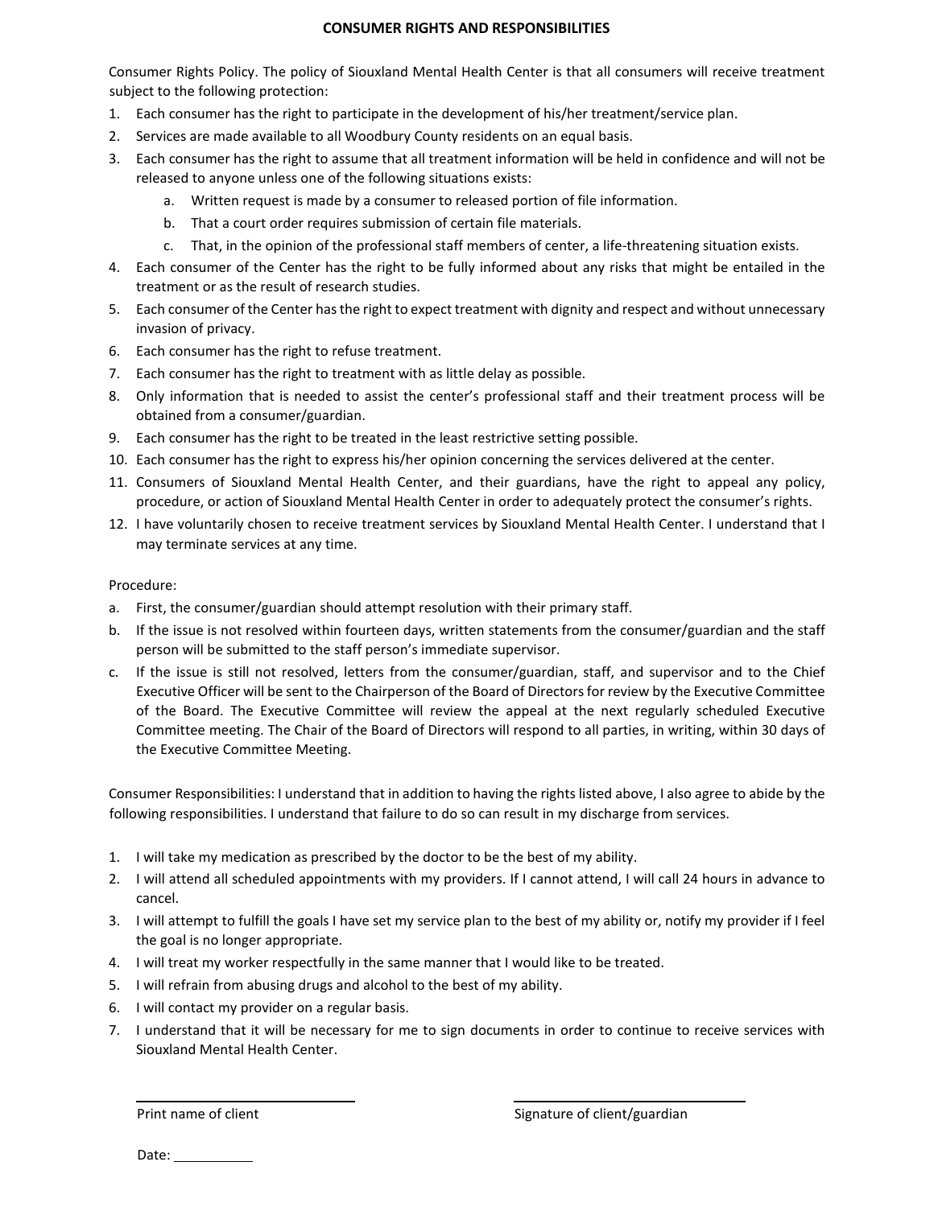# CONSUMER RIGHTS AND RESPONSIBILITIES

Consumer Rights Policy. The policy of Siouxland Mental Health Center is that all consumers will receive treatment subject to the following protection:

1. Each consumer has the right to participate in the development of his/her treatment/service plan.
2. Services are made available to all Woodbury County residents on an equal basis.
3. Each consumer has the right to assume that all treatment information will be held in confidence and will not be released to anyone unless one of the following situations exists:
   a. Written request is made by a consumer to released portion of file information.
   b. That a court order requires submission of certain file materials.
   c. That, in the opinion of the professional staff members of center, a life-threatening situation exists.
4. Each consumer of the Center has the right to be fully informed about any risks that might be entailed in the treatment or as the result of research studies.
5. Each consumer of the Center has the right to expect treatment with dignity and respect and without unnecessary invasion of privacy.
6. Each consumer has the right to refuse treatment.
7. Each consumer has the right to treatment with as little delay as possible.
8. Only information that is needed to assist the center's professional staff and their treatment process will be obtained from a consumer/guardian.
9. Each consumer has the right to be treated in the least restrictive setting possible.
10. Each consumer has the right to express his/her opinion concerning the services delivered at the center.
11. Consumers of Siouxland Mental Health Center, and their guardians, have the right to appeal any policy, procedure, or action of Siouxland Mental Health Center in order to adequately protect the consumer's rights.
12. I have voluntarily chosen to receive treatment services by Siouxland Mental Health Center. I understand that I may terminate services at any time.

Procedure:

a. First, the consumer/guardian should attempt resolution with their primary staff.
b. If the issue is not resolved within fourteen days, written statements from the consumer/guardian and the staff person will be submitted to the staff person's immediate supervisor.
c. If the issue is still not resolved, letters from the consumer/guardian, staff, and supervisor and to the Chief Executive Officer will be sent to the Chairperson of the Board of Directors for review by the Executive Committee of the Board. The Executive Committee will review the appeal at the next regularly scheduled Executive Committee meeting. The Chair of the Board of Directors will respond to all parties, in writing, within 30 days of the Executive Committee Meeting.

Consumer Responsibilities: I understand that in addition to having the rights listed above, I also agree to abide by the following responsibilities. I understand that failure to do so can result in my discharge from services.

1. I will take my medication as prescribed by the doctor to be the best of my ability.
2. I will attend all scheduled appointments with my providers. If I cannot attend, I will call 24 hours in advance to cancel.
3. I will attempt to fulfill the goals I have set my service plan to the best of my ability or, notify my provider if I feel the goal is no longer appropriate.
4. I will treat my worker respectfully in the same manner that I would like to be treated.
5. I will refrain from abusing drugs and alcohol to the best of my ability.
6. I will contact my provider on a regular basis.
7. I understand that it will be necessary for me to sign documents in order to continue to receive services with Siouxland Mental Health Center.

\_\_\_\_\_\_\_\_\_\_\_\_\_\_\_\_\_\_\_\_\_\_\_\_\_\_\_\_ 
Print name of client

\_\_\_\_\_\_\_\_\_\_\_\_\_\_\_\_\_\_\_\_\_\_\_\_\_\_\_\_ 
Signature of client/guardian

Date: \_\_\_\_\_\_\_\_\_\_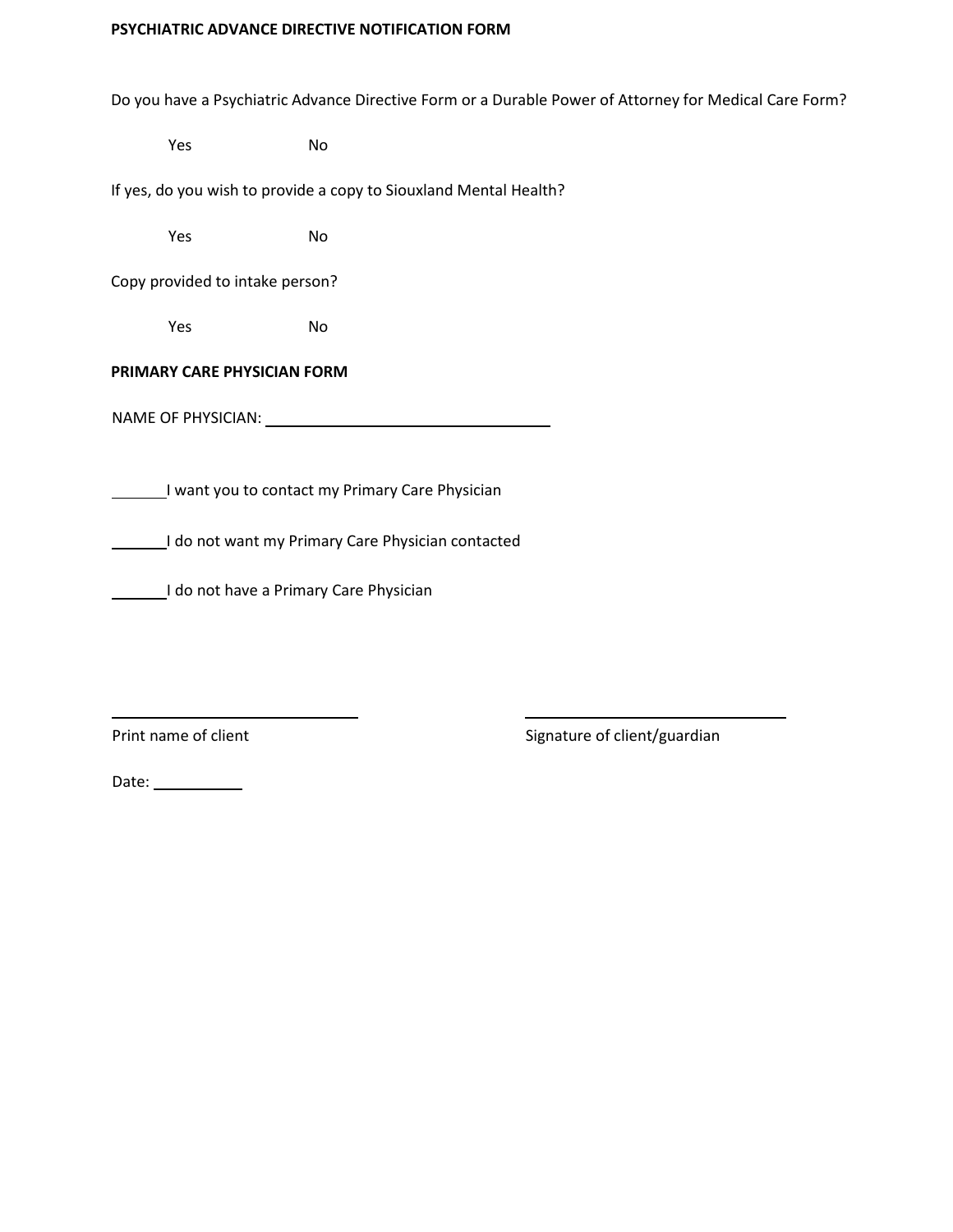**PSYCHIATRIC ADVANCE DIRECTIVE NOTIFICATION FORM**

Do you have a Psychiatric Advance Directive Form or a Durable Power of Attorney for Medical Care Form?

Yes No

If yes, do you wish to provide a copy to Siouxland Mental Health?

Yes No

Copy provided to intake person?

Yes No

**PRIMARY CARE PHYSICIAN FORM**

NAME OF PHYSICIAN: ______________________________

______ I want you to contact my Primary Care Physician

______ I do not want my Primary Care Physician contacted

______ I do not have a Primary Care Physician

______________________________ ______________________________

Print name of client Signature of client/guardian

Date: __________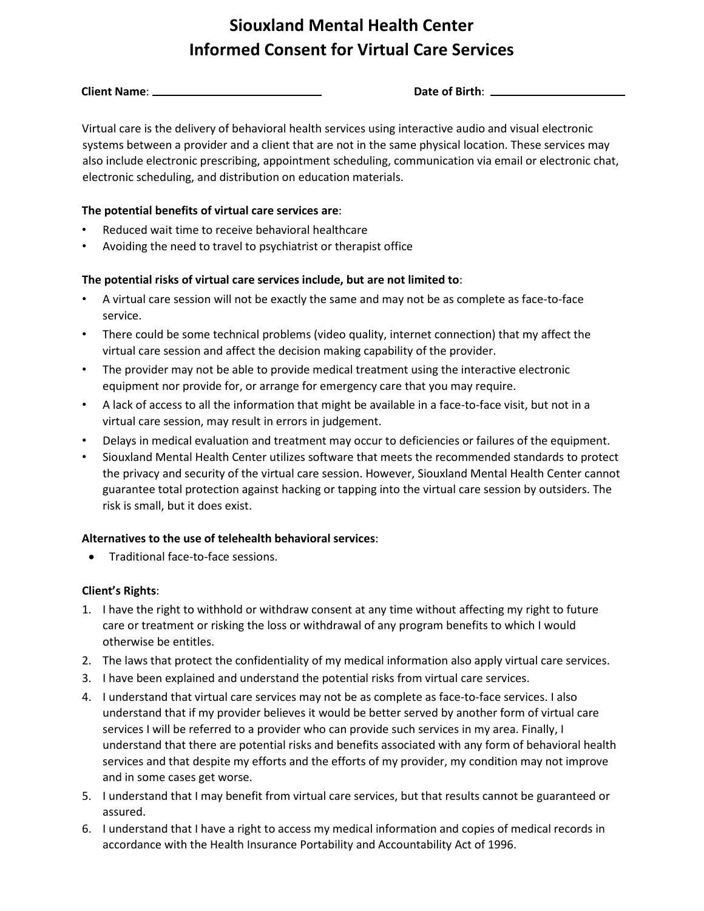# Siouxland Mental Health Center
# Informed Consent for Virtual Care Services

**Client Name**: ____________________________ **Date of Birth**: ______________________

Virtual care is the delivery of behavioral health services using interactive audio and visual electronic systems between a provider and a client that are not in the same physical location. These services may also include electronic prescribing, appointment scheduling, communication via email or electronic chat, electronic scheduling, and distribution on education materials.

**The potential benefits of virtual care services are**:

- Reduced wait time to receive behavioral healthcare
- Avoiding the need to travel to psychiatrist or therapist office

**The potential risks of virtual care services include, but are not limited to**:

- A virtual care session will not be exactly the same and may not be as complete as face-to-face service.
- There could be some technical problems (video quality, internet connection) that my affect the virtual care session and affect the decision making capability of the provider.
- The provider may not be able to provide medical treatment using the interactive electronic equipment nor provide for, or arrange for emergency care that you may require.
- A lack of access to all the information that might be available in a face-to-face visit, but not in a virtual care session, may result in errors in judgement.
- Delays in medical evaluation and treatment may occur to deficiencies or failures of the equipment.
- Siouxland Mental Health Center utilizes software that meets the recommended standards to protect the privacy and security of the virtual care session. However, Siouxland Mental Health Center cannot guarantee total protection against hacking or tapping into the virtual care session by outsiders. The risk is small, but it does exist.

**Alternatives to the use of telehealth behavioral services**:

- Traditional face-to-face sessions.

**Client's Rights**:

1. I have the right to withhold or withdraw consent at any time without affecting my right to future care or treatment or risking the loss or withdrawal of any program benefits to which I would otherwise be entitles.
2. The laws that protect the confidentiality of my medical information also apply virtual care services.
3. I have been explained and understand the potential risks from virtual care services.
4. I understand that virtual care services may not be as complete as face-to-face services. I also understand that if my provider believes it would be better served by another form of virtual care services I will be referred to a provider who can provide such services in my area. Finally, I understand that there are potential risks and benefits associated with any form of behavioral health services and that despite my efforts and the efforts of my provider, my condition may not improve and in some cases get worse.
5. I understand that I may benefit from virtual care services, but that results cannot be guaranteed or assured.
6. I understand that I have a right to access my medical information and copies of medical records in accordance with the Health Insurance Portability and Accountability Act of 1996.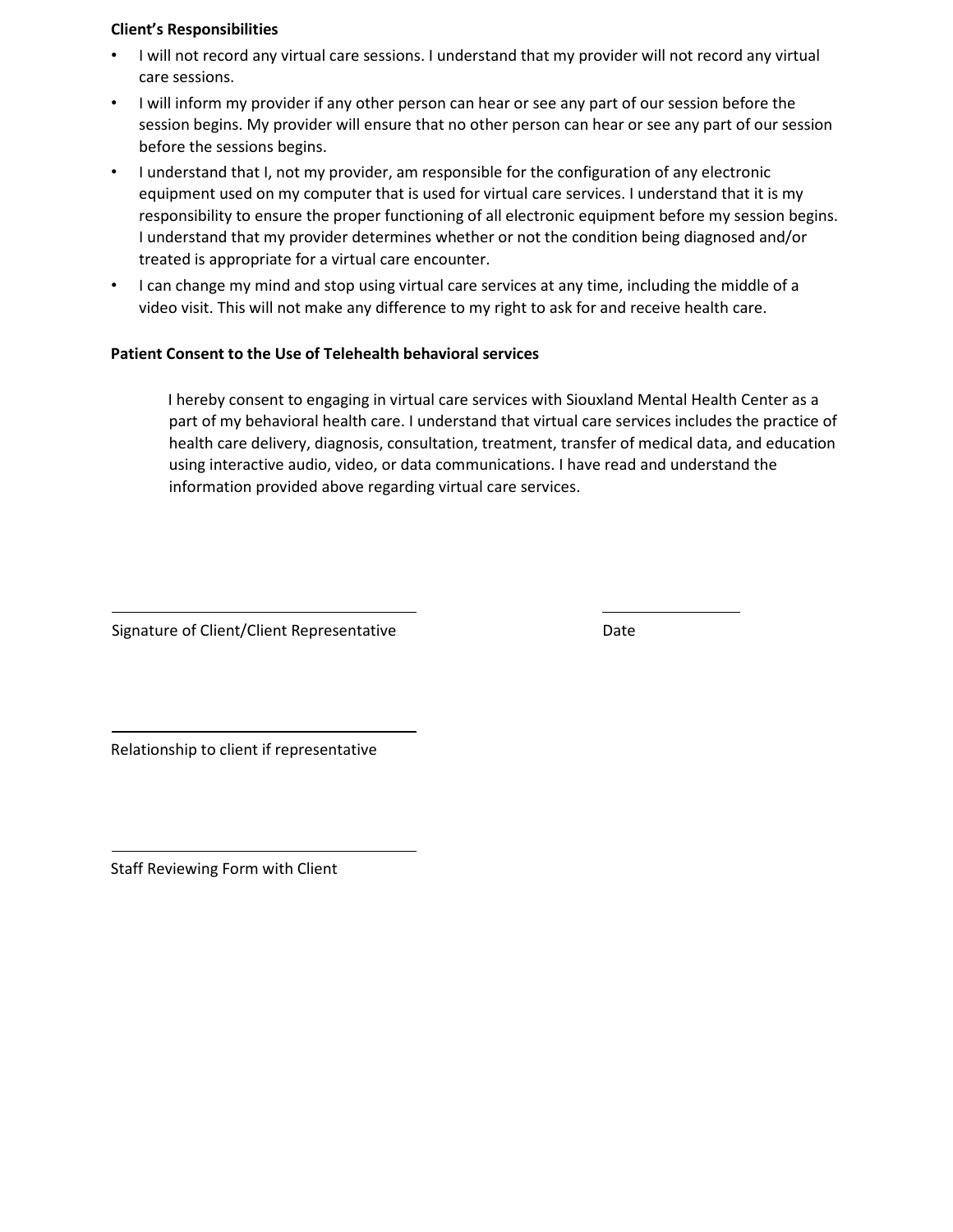**Client's Responsibilities**

- I will not record any virtual care sessions. I understand that my provider will not record any virtual care sessions.
- I will inform my provider if any other person can hear or see any part of our session before the session begins. My provider will ensure that no other person can hear or see any part of our session before the sessions begins.
- I understand that I, not my provider, am responsible for the configuration of any electronic equipment used on my computer that is used for virtual care services. I understand that it is my responsibility to ensure the proper functioning of all electronic equipment before my session begins. I understand that my provider determines whether or not the condition being diagnosed and/or treated is appropriate for a virtual care encounter.
- I can change my mind and stop using virtual care services at any time, including the middle of a video visit. This will not make any difference to my right to ask for and receive health care.

**Patient Consent to the Use of Telehealth behavioral services**

I hereby consent to engaging in virtual care services with Siouxland Mental Health Center as a part of my behavioral health care. I understand that virtual care services includes the practice of health care delivery, diagnosis, consultation, treatment, transfer of medical data, and education using interactive audio, video, or data communications. I have read and understand the information provided above regarding virtual care services.

\_\_\_\_\_\_\_\_\_\_\_\_\_\_\_\_\_\_\_\_\_\_\_\_\_\_\_\_\_\_\_\_\_\_\_\_\_\_\_\_ \_\_\_\_\_\_\_\_\_\_\_\_\_\_\_\_\_\_

Signature of Client/Client Representative Date

\_\_\_\_\_\_\_\_\_\_\_\_\_\_\_\_\_\_\_\_\_\_\_\_\_\_\_\_\_\_\_\_\_\_\_\_\_\_\_\_

Relationship to client if representative

\_\_\_\_\_\_\_\_\_\_\_\_\_\_\_\_\_\_\_\_\_\_\_\_\_\_\_\_\_\_\_\_\_\_\_\_\_\_\_\_

Staff Reviewing Form with Client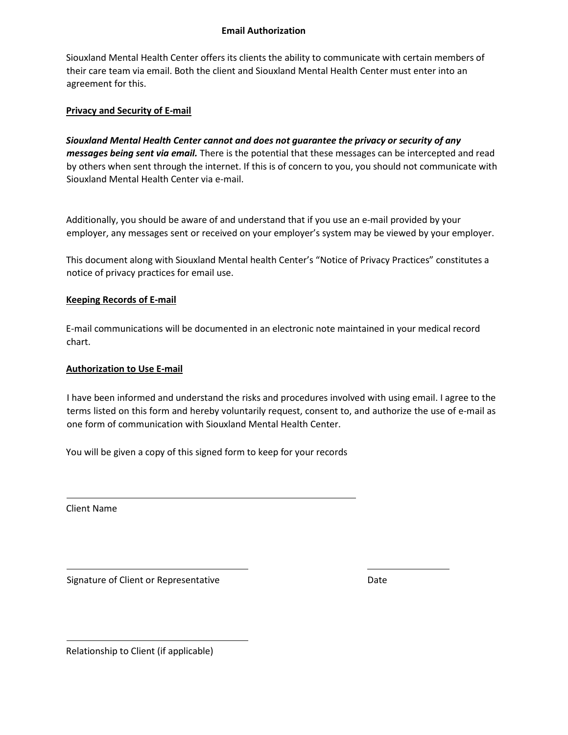# Email Authorization

Siouxland Mental Health Center offers its clients the ability to communicate with certain members of their care team via email. Both the client and Siouxland Mental Health Center must enter into an agreement for this.

## Privacy and Security of E-mail

***Siouxland Mental Health Center cannot and does not guarantee the privacy or security of any messages being sent via email.*** There is the potential that these messages can be intercepted and read by others when sent through the internet. If this is of concern to you, you should not communicate with Siouxland Mental Health Center via e-mail.

Additionally, you should be aware of and understand that if you use an e-mail provided by your employer, any messages sent or received on your employer's system may be viewed by your employer.

This document along with Siouxland Mental health Center's "Notice of Privacy Practices" constitutes a notice of privacy practices for email use.

## Keeping Records of E-mail

E-mail communications will be documented in an electronic note maintained in your medical record chart.

## Authorization to Use E-mail

I have been informed and understand the risks and procedures involved with using email. I agree to the terms listed on this form and hereby voluntarily request, consent to, and authorize the use of e-mail as one form of communication with Siouxland Mental Health Center.

You will be given a copy of this signed form to keep for your records

_______________________________________________

Client Name

_______________________________ &nbsp;&nbsp;&nbsp;&nbsp;&nbsp;&nbsp;&nbsp;&nbsp; _______________

Signature of Client or Representative &nbsp;&nbsp;&nbsp;&nbsp;&nbsp;&nbsp;&nbsp;&nbsp; Date

_______________________________

Relationship to Client (if applicable)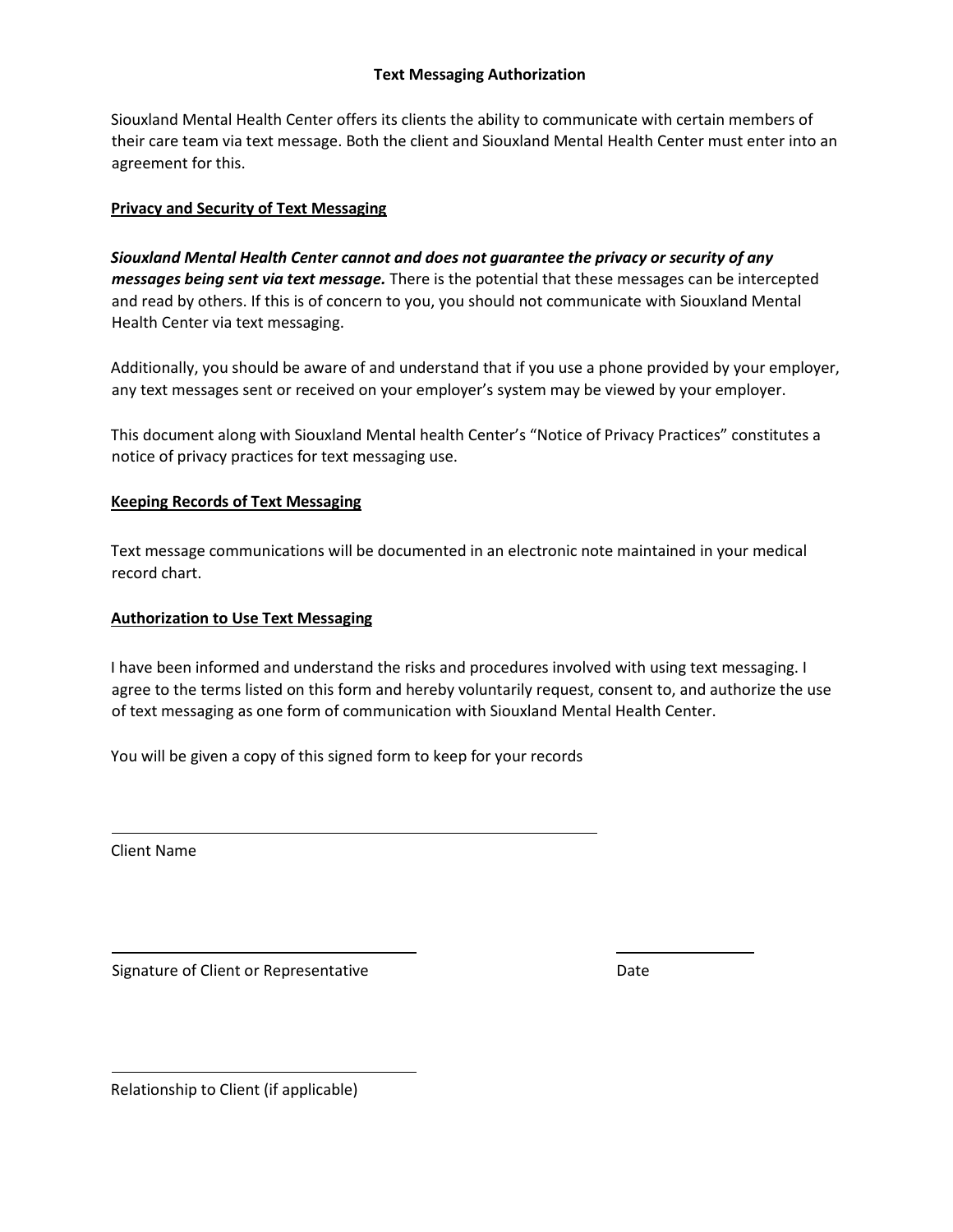# Text Messaging Authorization

Siouxland Mental Health Center offers its clients the ability to communicate with certain members of their care team via text message. Both the client and Siouxland Mental Health Center must enter into an agreement for this.

## Privacy and Security of Text Messaging

***Siouxland Mental Health Center cannot and does not guarantee the privacy or security of any messages being sent via text message.*** There is the potential that these messages can be intercepted and read by others. If this is of concern to you, you should not communicate with Siouxland Mental Health Center via text messaging.

Additionally, you should be aware of and understand that if you use a phone provided by your employer, any text messages sent or received on your employer's system may be viewed by your employer.

This document along with Siouxland Mental health Center's "Notice of Privacy Practices" constitutes a notice of privacy practices for text messaging use.

## Keeping Records of Text Messaging

Text message communications will be documented in an electronic note maintained in your medical record chart.

## Authorization to Use Text Messaging

I have been informed and understand the risks and procedures involved with using text messaging. I agree to the terms listed on this form and hereby voluntarily request, consent to, and authorize the use of text messaging as one form of communication with Siouxland Mental Health Center.

You will be given a copy of this signed form to keep for your records

\_\_\_\_\_\_\_\_\_\_\_\_\_\_\_\_\_\_\_\_\_\_\_\_\_\_\_\_\_\_\_\_\_\_\_\_\_\_\_\_

Client Name

\_\_\_\_\_\_\_\_\_\_\_\_\_\_\_\_\_\_\_\_\_\_\_\_\_\_\_\_ \_\_\_\_\_\_\_\_\_\_\_\_\_\_

Signature of Client or Representative Date

\_\_\_\_\_\_\_\_\_\_\_\_\_\_\_\_\_\_\_\_\_\_\_\_\_\_\_\_

Relationship to Client (if applicable)